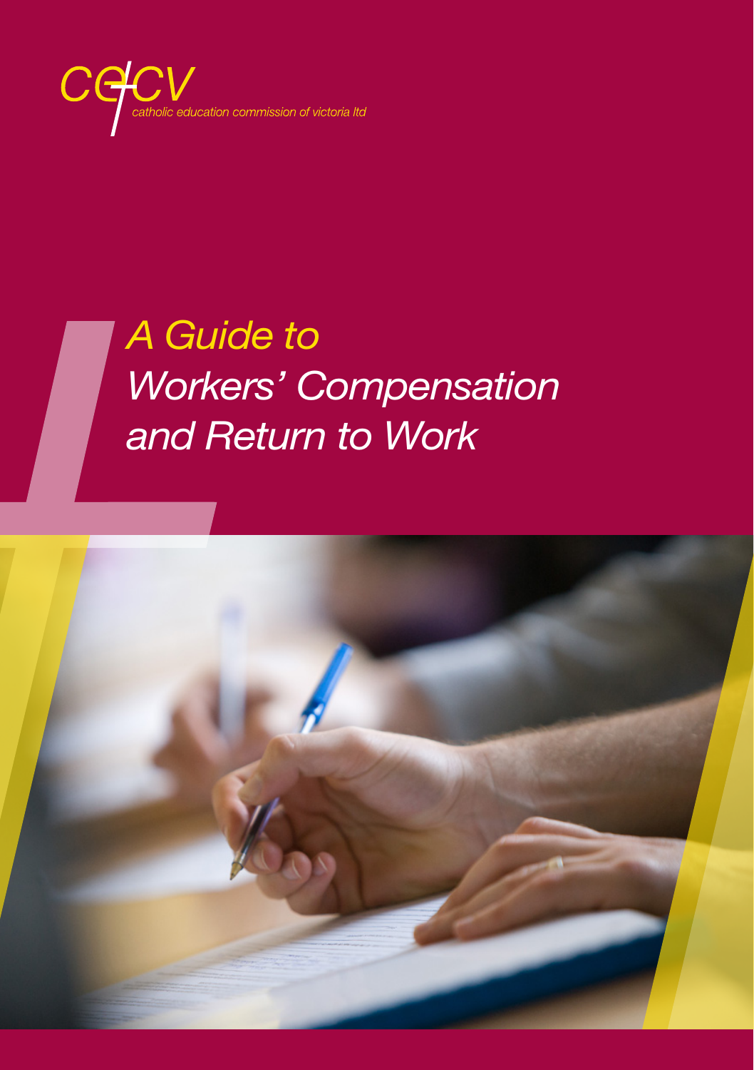cecv

catholic education commission of victoria ltd

# A Guide to Workers' Compensation and Return to Work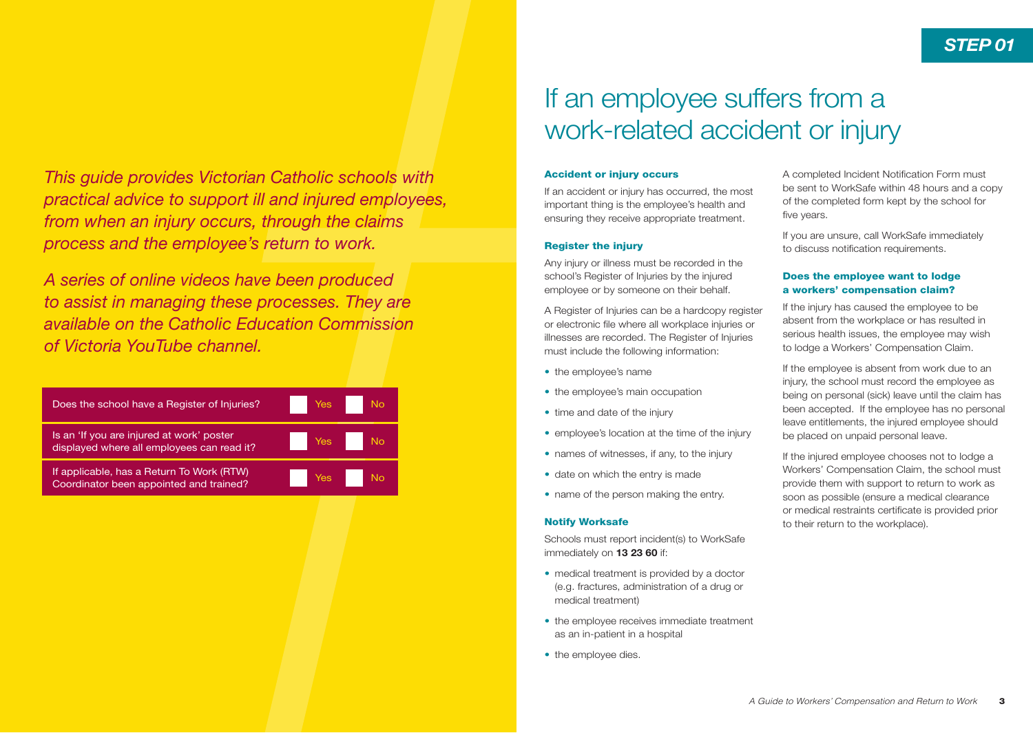*This guide provides Victorian Catholic schools with practical advice to support ill and injured employees, from when an injury occurs, through the claims process and the employee's return to work.*

*A series of online videos have been produced to assist in managing these processes. They are available on the Catholic Education Commission of Victoria YouTube channel.*

| | | |
|---|---|---|
| Does the school have a Register of Injuries? | Yes | No |
| Is an 'If you are injured at work' poster displayed where all employees can read it? | Yes | No |
| If applicable, has a Return To Work (RTW) Coordinator been appointed and trained? | Yes | No |

**STEP 01**

# If an employee suffers from a work-related accident or injury

### Accident or injury occurs

If an accident or injury has occurred, the most important thing is the employee's health and ensuring they receive appropriate treatment.

### Register the injury

Any injury or illness must be recorded in the school's Register of Injuries by the injured employee or by someone on their behalf.

A Register of Injuries can be a hardcopy register or electronic file where all workplace injuries or illnesses are recorded. The Register of Injuries must include the following information:

- the employee's name
- the employee's main occupation
- time and date of the injury
- employee's location at the time of the injury
- names of witnesses, if any, to the injury
- date on which the entry is made
- name of the person making the entry.

### Notify Worksafe

Schools must report incident(s) to WorkSafe immediately on **13 23 60** if:

- medical treatment is provided by a doctor (e.g. fractures, administration of a drug or medical treatment)
- the employee receives immediate treatment as an in-patient in a hospital
- the employee dies.

A completed Incident Notification Form must be sent to WorkSafe within 48 hours and a copy of the completed form kept by the school for five years.

If you are unsure, call WorkSafe immediately to discuss notification requirements.

### Does the employee want to lodge a workers' compensation claim?

If the injury has caused the employee to be absent from the workplace or has resulted in serious health issues, the employee may wish to lodge a Workers' Compensation Claim.

If the employee is absent from work due to an injury, the school must record the employee as being on personal (sick) leave until the claim has been accepted. If the employee has no personal leave entitlements, the injured employee should be placed on unpaid personal leave.

If the injured employee chooses not to lodge a Workers' Compensation Claim, the school must provide them with support to return to work as soon as possible (ensure a medical clearance or medical restraints certificate is provided prior to their return to the workplace).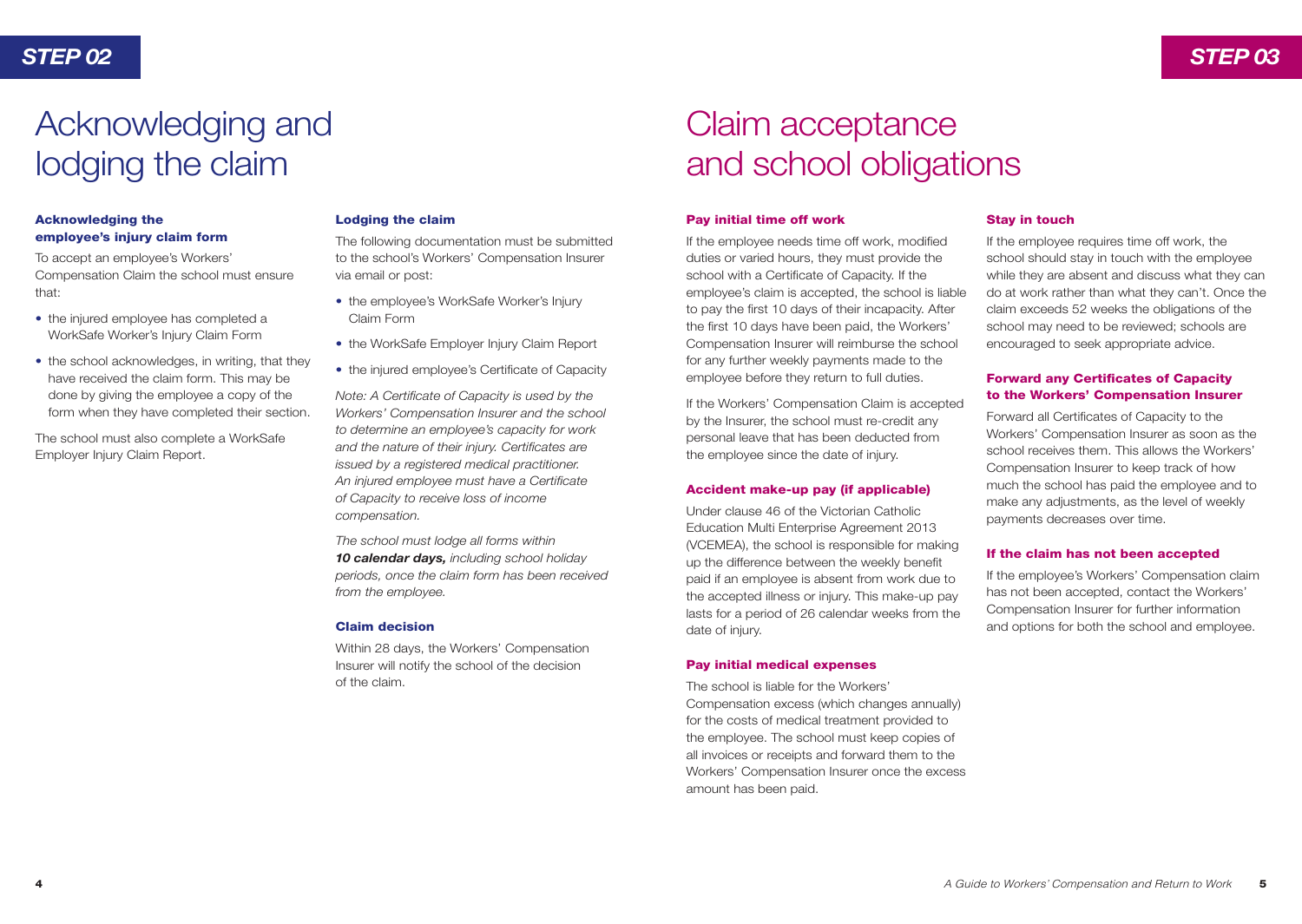## STEP 02

# Acknowledging and lodging the claim

### Acknowledging the employee's injury claim form

To accept an employee's Workers' Compensation Claim the school must ensure that:

- the injured employee has completed a WorkSafe Worker's Injury Claim Form
- the school acknowledges, in writing, that they have received the claim form. This may be done by giving the employee a copy of the form when they have completed their section.

The school must also complete a WorkSafe Employer Injury Claim Report.

### Lodging the claim

The following documentation must be submitted to the school's Workers' Compensation Insurer via email or post:

- the employee's WorkSafe Worker's Injury Claim Form
- the WorkSafe Employer Injury Claim Report
- the injured employee's Certificate of Capacity

*Note: A Certificate of Capacity is used by the Workers' Compensation Insurer and the school to determine an employee's capacity for work and the nature of their injury. Certificates are issued by a registered medical practitioner. An injured employee must have a Certificate of Capacity to receive loss of income compensation.*

*The school must lodge all forms within* ***10 calendar days,*** *including school holiday periods, once the claim form has been received from the employee.*

### Claim decision

Within 28 days, the Workers' Compensation Insurer will notify the school of the decision of the claim.

## STEP 03

# Claim acceptance and school obligations

### Pay initial time off work

If the employee needs time off work, modified duties or varied hours, they must provide the school with a Certificate of Capacity. If the employee's claim is accepted, the school is liable to pay the first 10 days of their incapacity. After the first 10 days have been paid, the Workers' Compensation Insurer will reimburse the school for any further weekly payments made to the employee before they return to full duties.

If the Workers' Compensation Claim is accepted by the Insurer, the school must re-credit any personal leave that has been deducted from the employee since the date of injury.

### Accident make-up pay (if applicable)

Under clause 46 of the Victorian Catholic Education Multi Enterprise Agreement 2013 (VCEMEA), the school is responsible for making up the difference between the weekly benefit paid if an employee is absent from work due to the accepted illness or injury. This make-up pay lasts for a period of 26 calendar weeks from the date of injury.

### Pay initial medical expenses

The school is liable for the Workers' Compensation excess (which changes annually) for the costs of medical treatment provided to the employee. The school must keep copies of all invoices or receipts and forward them to the Workers' Compensation Insurer once the excess amount has been paid.

### Stay in touch

If the employee requires time off work, the school should stay in touch with the employee while they are absent and discuss what they can do at work rather than what they can't. Once the claim exceeds 52 weeks the obligations of the school may need to be reviewed; schools are encouraged to seek appropriate advice.

### Forward any Certificates of Capacity to the Workers' Compensation Insurer

Forward all Certificates of Capacity to the Workers' Compensation Insurer as soon as the school receives them. This allows the Workers' Compensation Insurer to keep track of how much the school has paid the employee and to make any adjustments, as the level of weekly payments decreases over time.

### If the claim has not been accepted

If the employee's Workers' Compensation claim has not been accepted, contact the Workers' Compensation Insurer for further information and options for both the school and employee.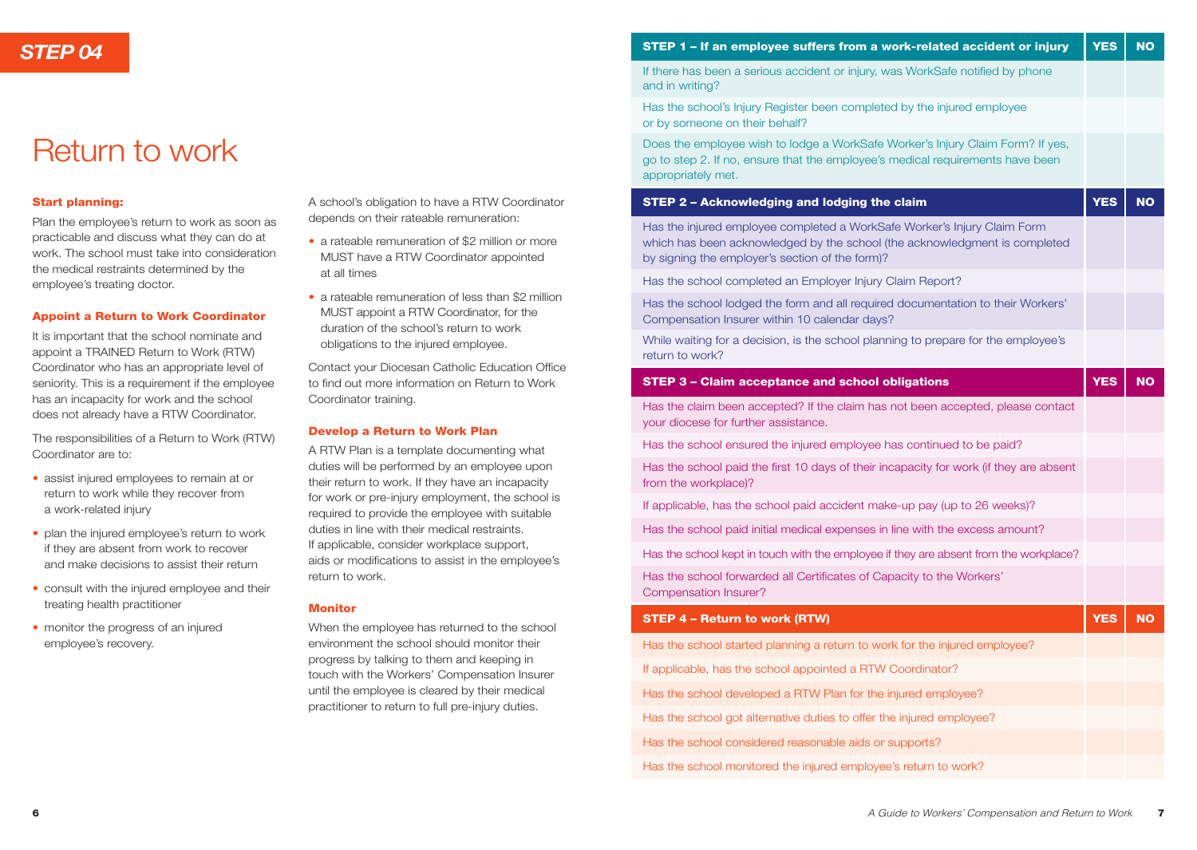## STEP 04

# Return to work

**Start planning:**

Plan the employee's return to work as soon as practicable and discuss what they can do at work. The school must take into consideration the medical restraints determined by the employee's treating doctor.

**Appoint a Return to Work Coordinator**

It is important that the school nominate and appoint a TRAINED Return to Work (RTW) Coordinator who has an appropriate level of seniority. This is a requirement if the employee has an incapacity for work and the school does not already have a RTW Coordinator.

The responsibilities of a Return to Work (RTW) Coordinator are to:

- assist injured employees to remain at or return to work while they recover from a work-related injury
- plan the injured employee's return to work if they are absent from work to recover and make decisions to assist their return
- consult with the injured employee and their treating health practitioner
- monitor the progress of an injured employee's recovery.

A school's obligation to have a RTW Coordinator depends on their rateable remuneration:

- a rateable remuneration of $2 million or more MUST have a RTW Coordinator appointed at all times
- a rateable remuneration of less than $2 million MUST appoint a RTW Coordinator, for the duration of the school's return to work obligations to the injured employee.

Contact your Diocesan Catholic Education Office to find out more information on Return to Work Coordinator training.

**Develop a Return to Work Plan**

A RTW Plan is a template documenting what duties will be performed by an employee upon their return to work. If they have an incapacity for work or pre-injury employment, the school is required to provide the employee with suitable duties in line with their medical restraints. If applicable, consider workplace support, aids or modifications to assist in the employee's return to work.

**Monitor**

When the employee has returned to the school environment the school should monitor their progress by talking to them and keeping in touch with the Workers' Compensation Insurer until the employee is cleared by their medical practitioner to return to full pre-injury duties.

| STEP 1 – If an employee suffers from a work-related accident or injury | YES | NO |
|---|---|---|
| If there has been a serious accident or injury, was WorkSafe notified by phone and in writing? | | |
| Has the school's Injury Register been completed by the injured employee or by someone on their behalf? | | |
| Does the employee wish to lodge a WorkSafe Worker's Injury Claim Form? If yes, go to step 2. If no, ensure that the employee's medical requirements have been appropriately met. | | |
| **STEP 2 – Acknowledging and lodging the claim** | **YES** | **NO** |
| Has the injured employee completed a WorkSafe Worker's Injury Claim Form which has been acknowledged by the school (the acknowledgment is completed by signing the employer's section of the form)? | | |
| Has the school completed an Employer Injury Claim Report? | | |
| Has the school lodged the form and all required documentation to their Workers' Compensation Insurer within 10 calendar days? | | |
| While waiting for a decision, is the school planning to prepare for the employee's return to work? | | |
| **STEP 3 – Claim acceptance and school obligations** | **YES** | **NO** |
| Has the claim been accepted? If the claim has not been accepted, please contact your diocese for further assistance. | | |
| Has the school ensured the injured employee has continued to be paid? | | |
| Has the school paid the first 10 days of their incapacity for work (if they are absent from the workplace)? | | |
| If applicable, has the school paid accident make-up pay (up to 26 weeks)? | | |
| Has the school paid initial medical expenses in line with the excess amount? | | |
| Has the school kept in touch with the employee if they are absent from the workplace? | | |
| Has the school forwarded all Certificates of Capacity to the Workers' Compensation Insurer? | | |
| **STEP 4 – Return to work (RTW)** | **YES** | **NO** |
| Has the school started planning a return to work for the injured employee? | | |
| If applicable, has the school appointed a RTW Coordinator? | | |
| Has the school developed a RTW Plan for the injured employee? | | |
| Has the school got alternative duties to offer the injured employee? | | |
| Has the school considered reasonable aids or supports? | | |
| Has the school monitored the injured employee's return to work? | | |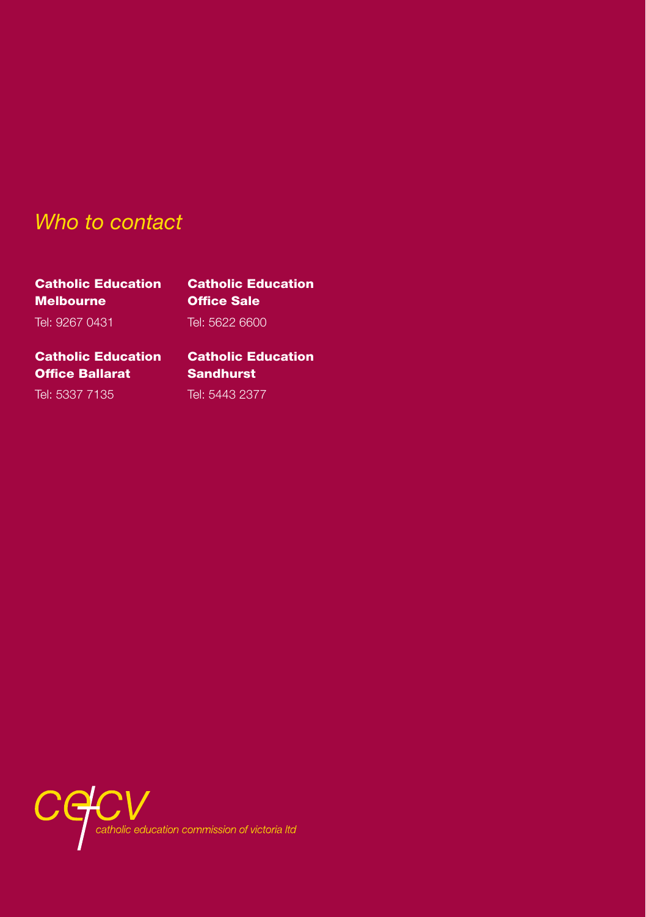## Who to contact

**Catholic Education Melbourne**
Tel: 9267 0431

**Catholic Education Office Sale**
Tel: 5622 6600

**Catholic Education Office Ballarat**
Tel: 5337 7135

**Catholic Education Sandhurst**
Tel: 5443 2377

cecv
*catholic education commission of victoria ltd*